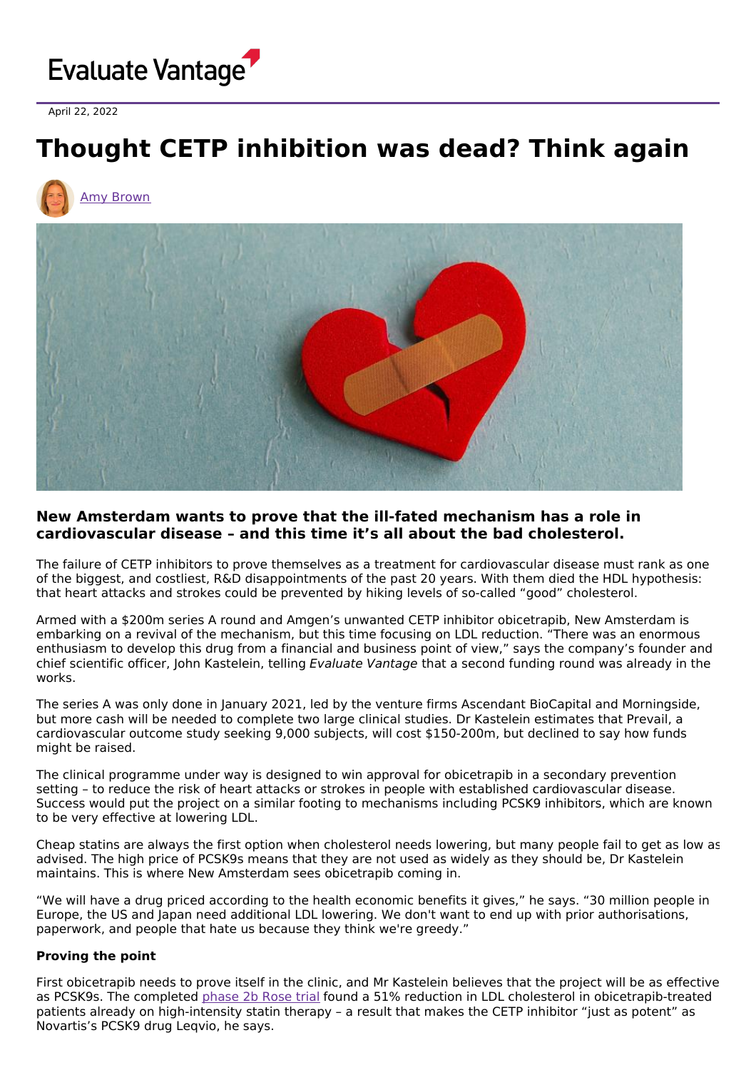Evaluate Vantage

April 22, 2022

# Thought CETP inhibition was dead? Think again

Amy Brown

### New Amsterdam wants to prove that the ill-fated mechanism has a role in cardiovascular disease – and this time it's all about the bad cholesterol.

The failure of CETP inhibitors to prove themselves as a treatment for cardiovascular disease must rank as one of the biggest, and costliest, R&D disappointments of the past 20 years. With them died the HDL hypothesis: that heart attacks and strokes could be prevented by hiking levels of so-called "good" cholesterol.

Armed with a $200m series A round and Amgen's unwanted CETP inhibitor obicetrapib, New Amsterdam is embarking on a revival of the mechanism, but this time focusing on LDL reduction. "There was an enormous enthusiasm to develop this drug from a financial and business point of view," says the company's founder and chief scientific officer, John Kastelein, telling *Evaluate Vantage* that a second funding round was already in the works.

The series A was only done in January 2021, led by the venture firms Ascendant BioCapital and Morningside, but more cash will be needed to complete two large clinical studies. Dr Kastelein estimates that Prevail, a cardiovascular outcome study seeking 9,000 subjects, will cost $150-200m, but declined to say how funds might be raised.

The clinical programme under way is designed to win approval for obicetrapib in a secondary prevention setting – to reduce the risk of heart attacks or strokes in people with established cardiovascular disease. Success would put the project on a similar footing to mechanisms including PCSK9 inhibitors, which are known to be very effective at lowering LDL.

Cheap statins are always the first option when cholesterol needs lowering, but many people fail to get as low as advised. The high price of PCSK9s means that they are not used as widely as they should be, Dr Kastelein maintains. This is where New Amsterdam sees obicetrapib coming in.

"We will have a drug priced according to the health economic benefits it gives," he says. "30 million people in Europe, the US and Japan need additional LDL lowering. We don't want to end up with prior authorisations, paperwork, and people that hate us because they think we're greedy."

**Proving the point**

First obicetrapib needs to prove itself in the clinic, and Mr Kastelein believes that the project will be as effective as PCSK9s. The completed phase 2b Rose trial found a 51% reduction in LDL cholesterol in obicetrapib-treated patients already on high-intensity statin therapy – a result that makes the CETP inhibitor "just as potent" as Novartis's PCSK9 drug Leqvio, he says.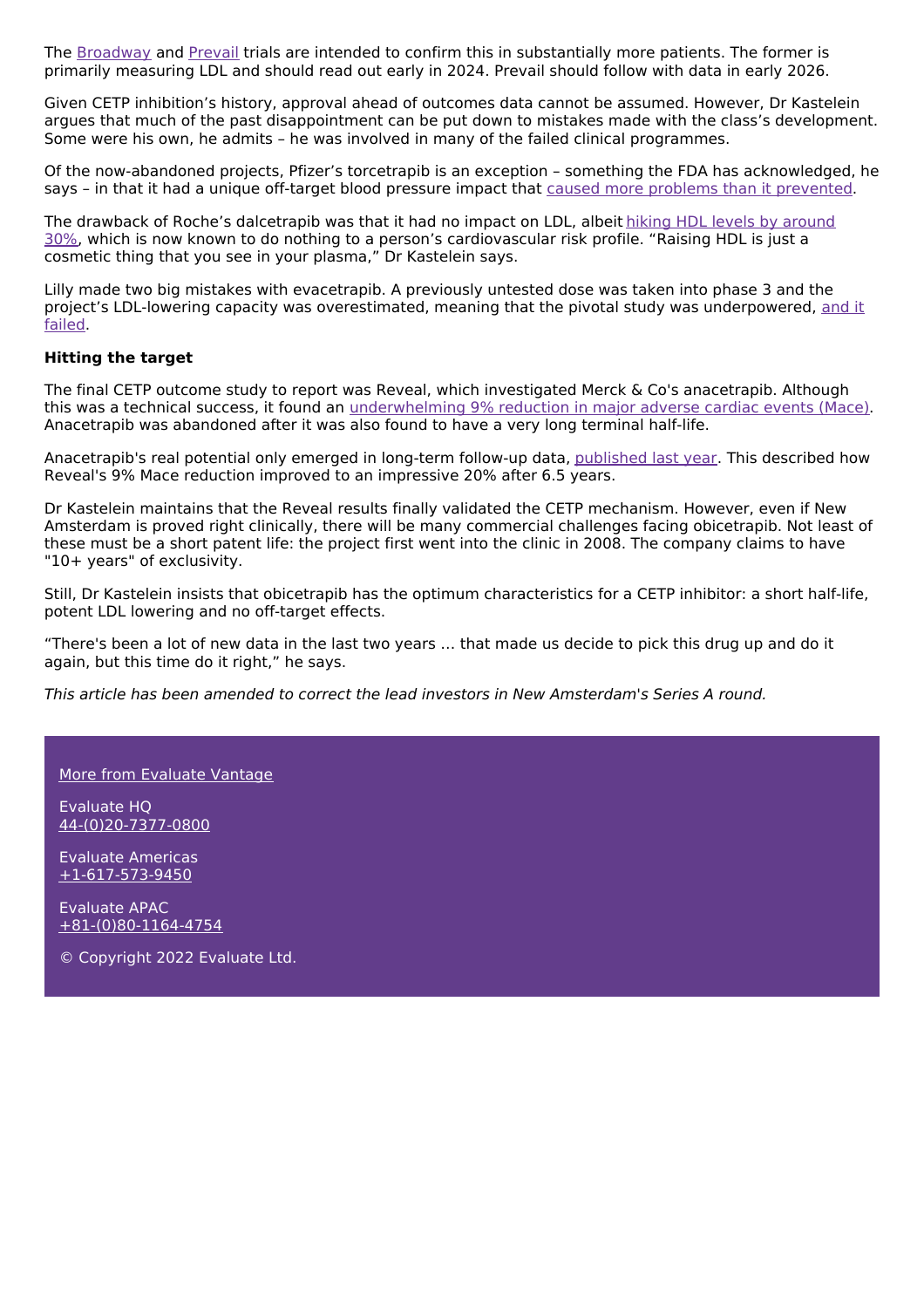The Broadway and Prevail trials are intended to confirm this in substantially more patients. The former is primarily measuring LDL and should read out early in 2024. Prevail should follow with data in early 2026.

Given CETP inhibition's history, approval ahead of outcomes data cannot be assumed. However, Dr Kastelein argues that much of the past disappointment can be put down to mistakes made with the class's development. Some were his own, he admits – he was involved in many of the failed clinical programmes.

Of the now-abandoned projects, Pfizer's torcetrapib is an exception – something the FDA has acknowledged, he says – in that it had a unique off-target blood pressure impact that caused more problems than it prevented.

The drawback of Roche's dalcetrapib was that it had no impact on LDL, albeit hiking HDL levels by around 30%, which is now known to do nothing to a person's cardiovascular risk profile. "Raising HDL is just a cosmetic thing that you see in your plasma," Dr Kastelein says.

Lilly made two big mistakes with evacetrapib. A previously untested dose was taken into phase 3 and the project's LDL-lowering capacity was overestimated, meaning that the pivotal study was underpowered, and it failed.

### Hitting the target

The final CETP outcome study to report was Reveal, which investigated Merck & Co's anacetrapib. Although this was a technical success, it found an underwhelming 9% reduction in major adverse cardiac events (Mace). Anacetrapib was abandoned after it was also found to have a very long terminal half-life.

Anacetrapib's real potential only emerged in long-term follow-up data, published last year. This described how Reveal's 9% Mace reduction improved to an impressive 20% after 6.5 years.

Dr Kastelein maintains that the Reveal results finally validated the CETP mechanism. However, even if New Amsterdam is proved right clinically, there will be many commercial challenges facing obicetrapib. Not least of these must be a short patent life: the project first went into the clinic in 2008. The company claims to have "10+ years" of exclusivity.

Still, Dr Kastelein insists that obicetrapib has the optimum characteristics for a CETP inhibitor: a short half-life, potent LDL lowering and no off-target effects.

"There's been a lot of new data in the last two years … that made us decide to pick this drug up and do it again, but this time do it right," he says.

*This article has been amended to correct the lead investors in New Amsterdam's Series A round.*

More from Evaluate Vantage

Evaluate HQ
44-(0)20-7377-0800

Evaluate Americas
+1-617-573-9450

Evaluate APAC
+81-(0)80-1164-4754

© Copyright 2022 Evaluate Ltd.